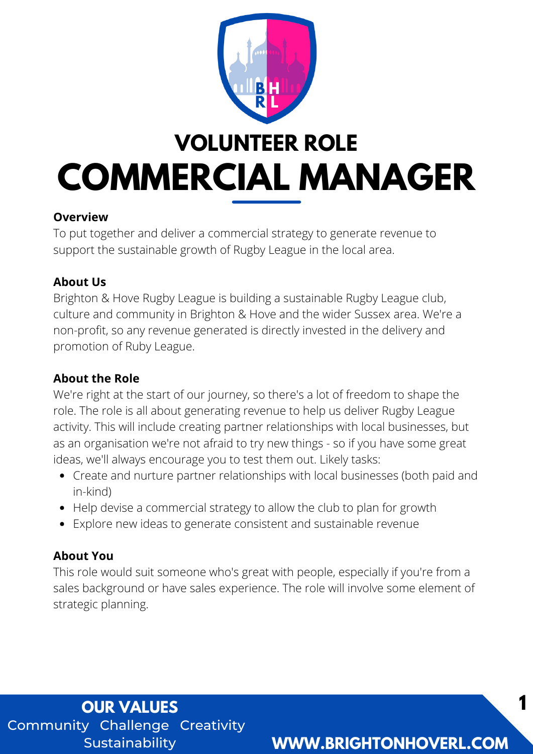# VOLUNTEER ROLE

# COMMERCIAL MANAGER

**Overview**

To put together and deliver a commercial strategy to generate revenue to support the sustainable growth of Rugby League in the local area.

**About Us**

Brighton & Hove Rugby League is building a sustainable Rugby League club, culture and community in Brighton & Hove and the wider Sussex area. We're a non-profit, so any revenue generated is directly invested in the delivery and promotion of Ruby League.

**About the Role**

We're right at the start of our journey, so there's a lot of freedom to shape the role. The role is all about generating revenue to help us deliver Rugby League activity. This will include creating partner relationships with local businesses, but as an organisation we're not afraid to try new things - so if you have some great ideas, we'll always encourage you to test them out. Likely tasks:

- Create and nurture partner relationships with local businesses (both paid and in-kind)
- Help devise a commercial strategy to allow the club to plan for growth
- Explore new ideas to generate consistent and sustainable revenue

**About You**

This role would suit someone who's great with people, especially if you're from a sales background or have sales experience. The role will involve some element of strategic planning.

**OUR VALUES**

Community Challenge Creativity Sustainability

**WWW.BRIGHTONHOVERL.COM**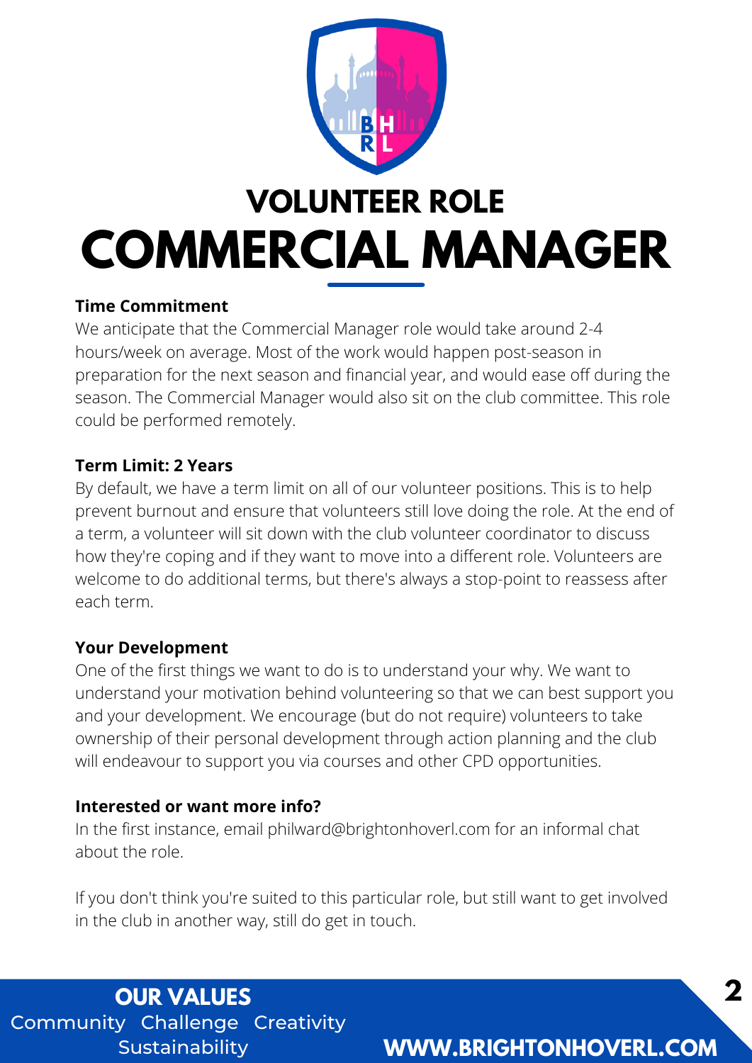# VOLUNTEER ROLE
# COMMERCIAL MANAGER

**Time Commitment**

We anticipate that the Commercial Manager role would take around 2-4 hours/week on average. Most of the work would happen post-season in preparation for the next season and financial year, and would ease off during the season. The Commercial Manager would also sit on the club committee. This role could be performed remotely.

**Term Limit: 2 Years**

By default, we have a term limit on all of our volunteer positions. This is to help prevent burnout and ensure that volunteers still love doing the role. At the end of a term, a volunteer will sit down with the club volunteer coordinator to discuss how they're coping and if they want to move into a different role. Volunteers are welcome to do additional terms, but there's always a stop-point to reassess after each term.

**Your Development**

One of the first things we want to do is to understand your why. We want to understand your motivation behind volunteering so that we can best support you and your development. We encourage (but do not require) volunteers to take ownership of their personal development through action planning and the club will endeavour to support you via courses and other CPD opportunities.

**Interested or want more info?**

In the first instance, email philward@brightonhoverl.com for an informal chat about the role.

If you don't think you're suited to this particular role, but still want to get involved in the club in another way, still do get in touch.

**OUR VALUES**

Community Challenge Creativity Sustainability

**WWW.BRIGHTONHOVERL.COM**